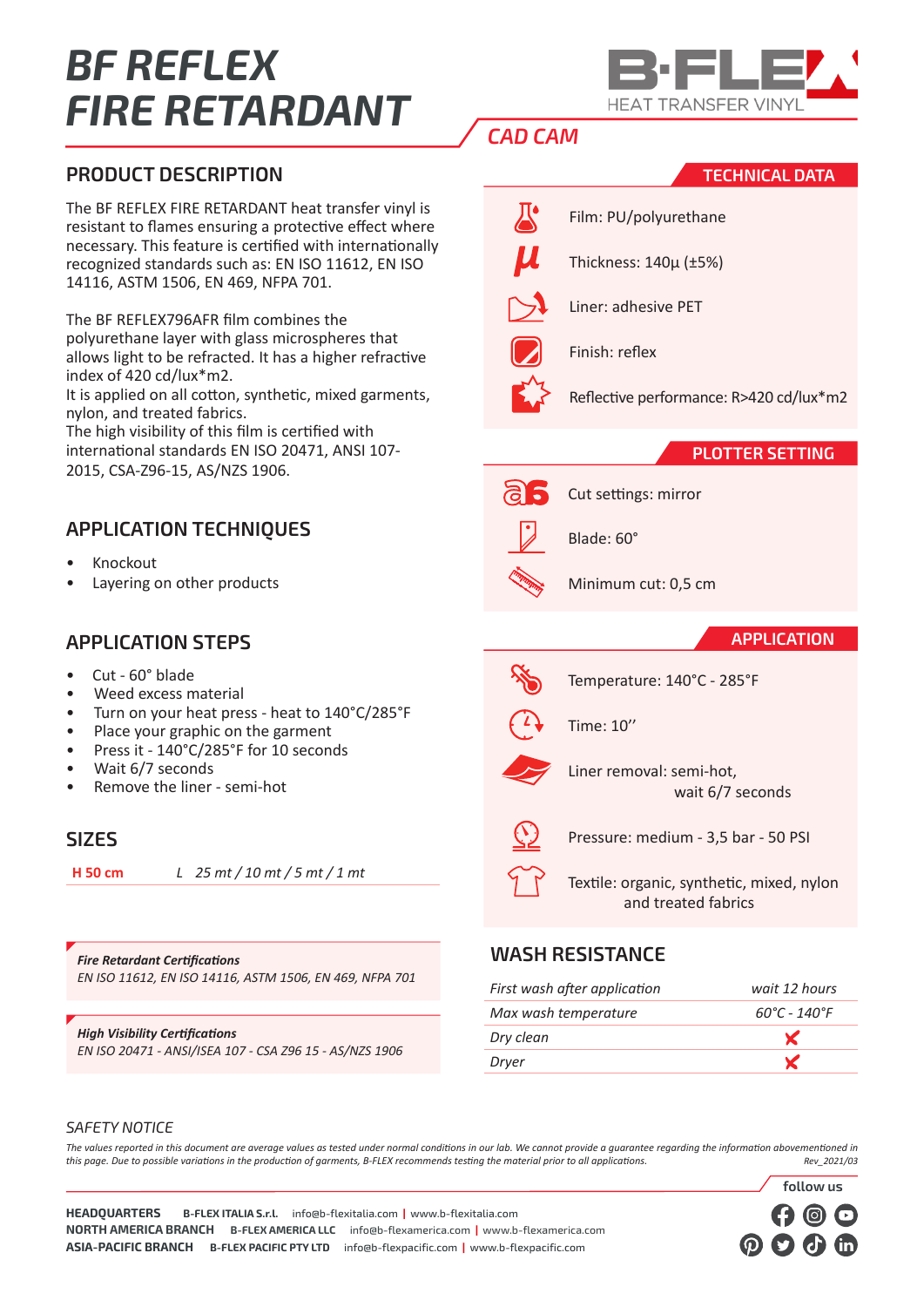# BF REFLEX FIRE RETARDANT

B·FLEX HEAT TRANSFER VINYL

CAD CAM

## PRODUCT DESCRIPTION

The BF REFLEX FIRE RETARDANT heat transfer vinyl is resistant to flames ensuring a protective effect where necessary. This feature is certified with internationally recognized standards such as: EN ISO 11612, EN ISO 14116, ASTM 1506, EN 469, NFPA 701.

The BF REFLEX796AFR film combines the polyurethane layer with glass microspheres that allows light to be refracted. It has a higher refractive index of 420 cd/lux*m2.
It is applied on all cotton, synthetic, mixed garments, nylon, and treated fabrics.
The high visibility of this film is certified with international standards EN ISO 20471, ANSI 107-2015, CSA-Z96-15, AS/NZS 1906.

## APPLICATION TECHNIQUES

- Knockout
- Layering on other products

## APPLICATION STEPS

- Cut - 60° blade
- Weed excess material
- Turn on your heat press - heat to 140°C/285°F
- Place your graphic on the garment
- Press it - 140°C/285°F for 10 seconds
- Wait 6/7 seconds
- Remove the liner - semi-hot

## SIZES

| H 50 cm | L 25 mt / 10 mt / 5 mt / 1 mt |
|---|---|

***Fire Retardant Certifications***
*EN ISO 11612, EN ISO 14116, ASTM 1506, EN 469, NFPA 701*

***High Visibility Certifications***
*EN ISO 20471 - ANSI/ISEA 107 - CSA Z96 15 - AS/NZS 1906*

## TECHNICAL DATA

- Film: PU/polyurethane
- Thickness: 140µ (±5%)
- Liner: adhesive PET
- Finish: reflex
- Reflective performance: R>420 cd/lux*m2

## PLOTTER SETTING

- Cut settings: mirror
- Blade: 60°
- Minimum cut: 0,5 cm

## APPLICATION

- Temperature: 140°C - 285°F
- Time: 10''
- Liner removal: semi-hot, wait 6/7 seconds
- Pressure: medium - 3,5 bar - 50 PSI
- Textile: organic, synthetic, mixed, nylon and treated fabrics

## WASH RESISTANCE

| | |
|---|---|
| *First wash after application* | *wait 12 hours* |
| *Max wash temperature* | *60°C - 140°F* |
| *Dry clean* | ✘ |
| *Dryer* | ✘ |

*SAFETY NOTICE*

*The values reported in this document are average values as tested under normal conditions in our lab. We cannot provide a guarantee regarding the information abovementioned in this page. Due to possible variations in the production of garments, B-FLEX recommends testing the material prior to all applications.*
*Rev_2021/03*

**HEADQUARTERS** **B-FLEX ITALIA S.r.l.** info@b-flexitalia.com | www.b-flexitalia.com
**NORTH AMERICA BRANCH** **B-FLEX AMERICA LLC** info@b-flexamerica.com | www.b-flexamerica.com
**ASIA-PACIFIC BRANCH** **B-FLEX PACIFIC PTY LTD** info@b-flexpacific.com | www.b-flexpacific.com

follow us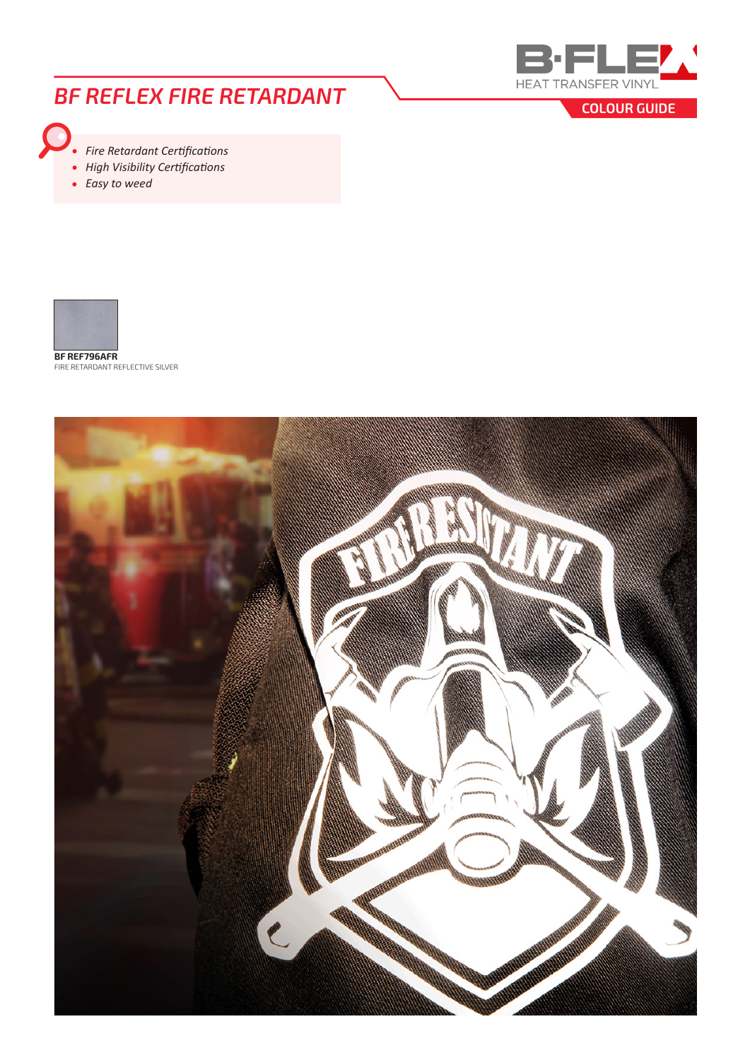# BF REFLEX FIRE RETARDANT

B·FLEX HEAT TRANSFER VINYL

COLOUR GUIDE

- *Fire Retardant Certifications*
- *High Visibility Certifications*
- *Easy to weed*

**BF REF796AFR**
FIRE RETARDANT REFLECTIVE SILVER